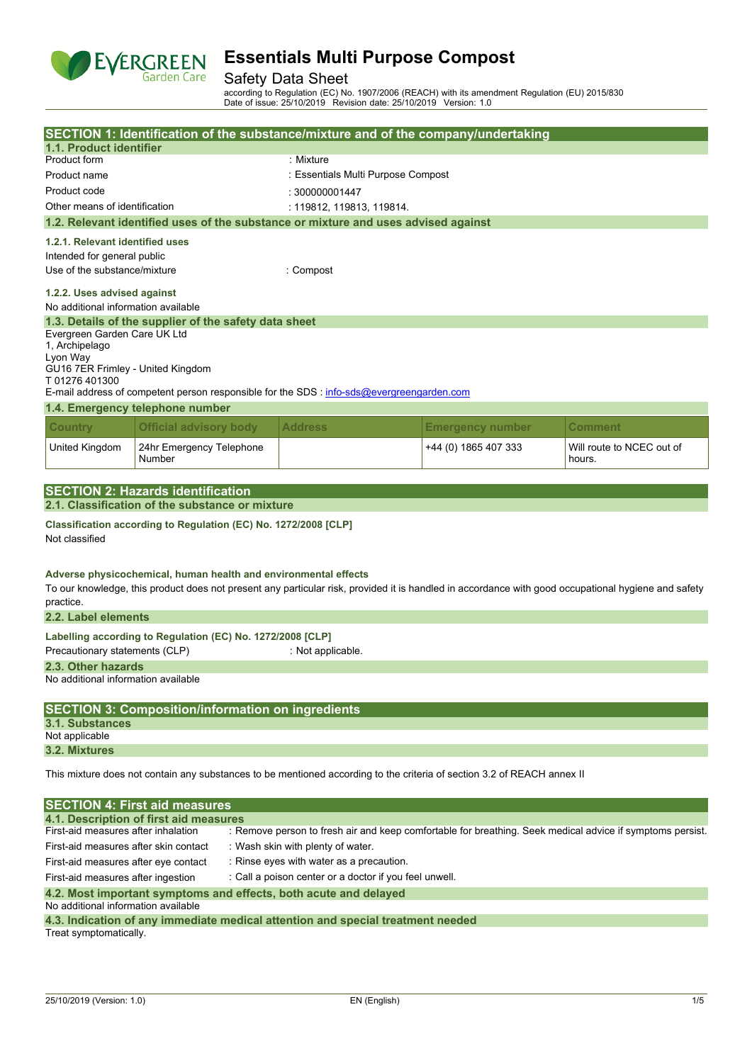# Essentials Multi Purpose Compost

## Safety Data Sheet

according to Regulation (EC) No. 1907/2006 (REACH) with its amendment Regulation (EU) 2015/830
Date of issue: 25/10/2019 Revision date: 25/10/2019 Version: 1.0

## SECTION 1: Identification of the substance/mixture and of the company/undertaking

### 1.1. Product identifier

Product form : Mixture

Product name : Essentials Multi Purpose Compost

Product code : 300000001447

Other means of identification : 119812, 119813, 119814.

### 1.2. Relevant identified uses of the substance or mixture and uses advised against

#### 1.2.1. Relevant identified uses

Intended for general public

Use of the substance/mixture : Compost

#### 1.2.2. Uses advised against

No additional information available

### 1.3. Details of the supplier of the safety data sheet

Evergreen Garden Care UK Ltd
1, Archipelago
Lyon Way
GU16 7ER Frimley - United Kingdom
T 01276 401300
E-mail address of competent person responsible for the SDS : info-sds@evergreengarden.com

### 1.4. Emergency telephone number

| Country | Official advisory body | Address | Emergency number | Comment |
|---|---|---|---|---|
| United Kingdom | 24hr Emergency Telephone Number | | +44 (0) 1865 407 333 | Will route to NCEC out of hours. |

## SECTION 2: Hazards identification

### 2.1. Classification of the substance or mixture

**Classification according to Regulation (EC) No. 1272/2008 [CLP]**

Not classified

**Adverse physicochemical, human health and environmental effects**

To our knowledge, this product does not present any particular risk, provided it is handled in accordance with good occupational hygiene and safety practice.

### 2.2. Label elements

**Labelling according to Regulation (EC) No. 1272/2008 [CLP]**

Precautionary statements (CLP) : Not applicable.

### 2.3. Other hazards

No additional information available

## SECTION 3: Composition/information on ingredients

### 3.1. Substances

Not applicable

### 3.2. Mixtures

This mixture does not contain any substances to be mentioned according to the criteria of section 3.2 of REACH annex II

## SECTION 4: First aid measures

### 4.1. Description of first aid measures

First-aid measures after inhalation : Remove person to fresh air and keep comfortable for breathing. Seek medical advice if symptoms persist.

First-aid measures after skin contact : Wash skin with plenty of water.

First-aid measures after eye contact : Rinse eyes with water as a precaution.

First-aid measures after ingestion : Call a poison center or a doctor if you feel unwell.

### 4.2. Most important symptoms and effects, both acute and delayed

No additional information available

### 4.3. Indication of any immediate medical attention and special treatment needed

Treat symptomatically.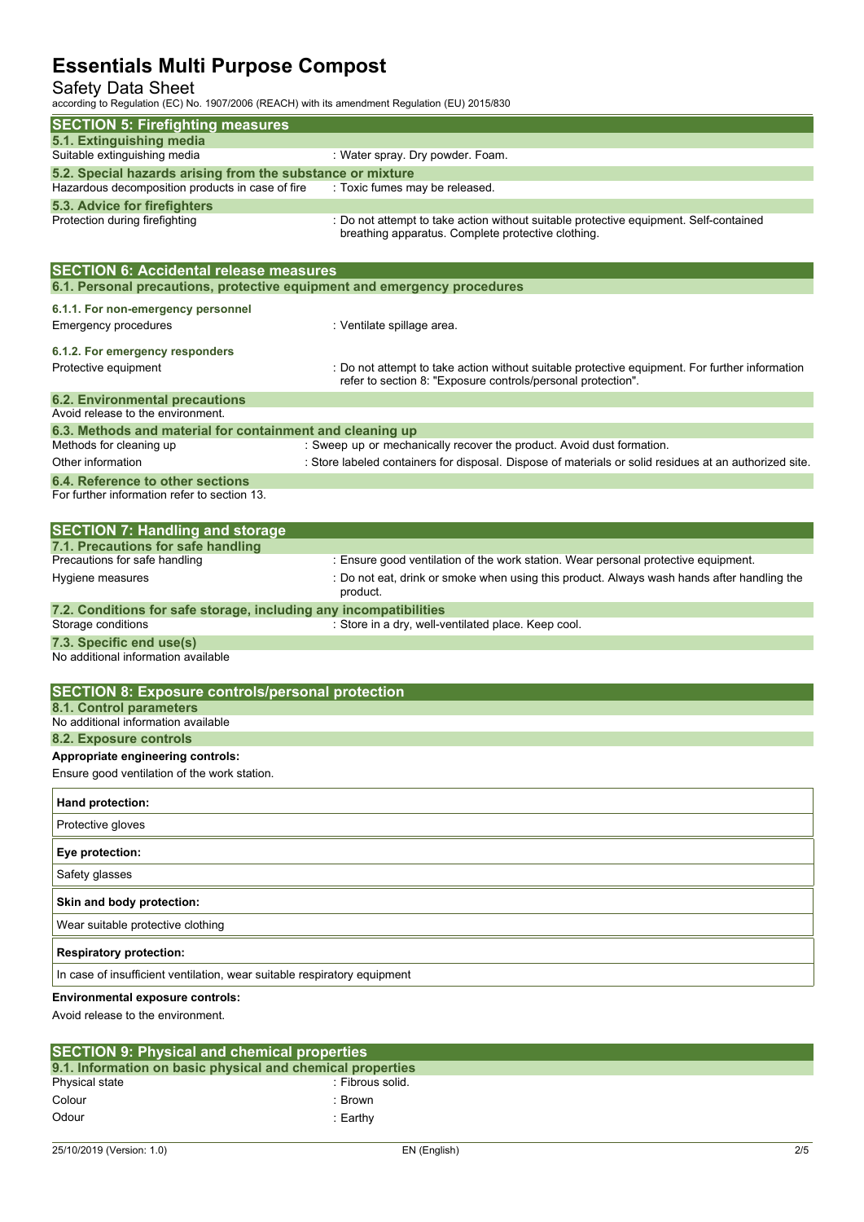# Essentials Multi Purpose Compost

Safety Data Sheet

according to Regulation (EC) No. 1907/2006 (REACH) with its amendment Regulation (EU) 2015/830

## SECTION 5: Firefighting measures

### 5.1. Extinguishing media

Suitable extinguishing media : Water spray. Dry powder. Foam.

### 5.2. Special hazards arising from the substance or mixture

Hazardous decomposition products in case of fire : Toxic fumes may be released.

### 5.3. Advice for firefighters

Protection during firefighting : Do not attempt to take action without suitable protective equipment. Self-contained breathing apparatus. Complete protective clothing.

## SECTION 6: Accidental release measures

### 6.1. Personal precautions, protective equipment and emergency procedures

#### 6.1.1. For non-emergency personnel

Emergency procedures : Ventilate spillage area.

#### 6.1.2. For emergency responders

Protective equipment : Do not attempt to take action without suitable protective equipment. For further information refer to section 8: "Exposure controls/personal protection".

### 6.2. Environmental precautions

Avoid release to the environment.

### 6.3. Methods and material for containment and cleaning up

Methods for cleaning up : Sweep up or mechanically recover the product. Avoid dust formation.

Other information : Store labeled containers for disposal. Dispose of materials or solid residues at an authorized site.

### 6.4. Reference to other sections

For further information refer to section 13.

## SECTION 7: Handling and storage

### 7.1. Precautions for safe handling

Precautions for safe handling : Ensure good ventilation of the work station. Wear personal protective equipment.

Hygiene measures : Do not eat, drink or smoke when using this product. Always wash hands after handling the product.

### 7.2. Conditions for safe storage, including any incompatibilities

Storage conditions : Store in a dry, well-ventilated place. Keep cool.

### 7.3. Specific end use(s)

No additional information available

## SECTION 8: Exposure controls/personal protection

### 8.1. Control parameters

No additional information available

### 8.2. Exposure controls

**Appropriate engineering controls:**

Ensure good ventilation of the work station.

| **Hand protection:** |
|---|
| Protective gloves |

| **Eye protection:** |
|---|
| Safety glasses |

| **Skin and body protection:** |
|---|
| Wear suitable protective clothing |

| **Respiratory protection:** |
|---|
| In case of insufficient ventilation, wear suitable respiratory equipment |

**Environmental exposure controls:**

Avoid release to the environment.

## SECTION 9: Physical and chemical properties

### 9.1. Information on basic physical and chemical properties

Physical state : Fibrous solid.

Colour : Brown

Odour : Earthy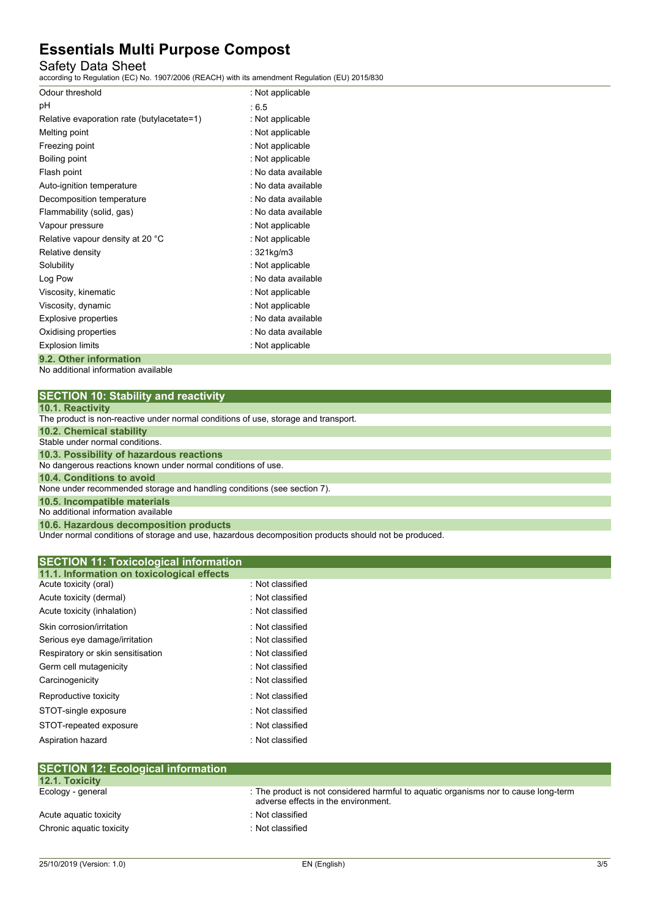| | |
|---|---|
| Odour threshold | : Not applicable |
| pH | : 6.5 |
| Relative evaporation rate (butylacetate=1) | : Not applicable |
| Melting point | : Not applicable |
| Freezing point | : Not applicable |
| Boiling point | : Not applicable |
| Flash point | : No data available |
| Auto-ignition temperature | : No data available |
| Decomposition temperature | : No data available |
| Flammability (solid, gas) | : No data available |
| Vapour pressure | : Not applicable |
| Relative vapour density at 20 °C | : Not applicable |
| Relative density | : 321kg/m3 |
| Solubility | : Not applicable |
| Log Pow | : No data available |
| Viscosity, kinematic | : Not applicable |
| Viscosity, dynamic | : Not applicable |
| Explosive properties | : No data available |
| Oxidising properties | : No data available |
| Explosion limits | : Not applicable |

### 9.2. Other information

No additional information available

## SECTION 10: Stability and reactivity

### 10.1. Reactivity

The product is non-reactive under normal conditions of use, storage and transport.

### 10.2. Chemical stability

Stable under normal conditions.

### 10.3. Possibility of hazardous reactions

No dangerous reactions known under normal conditions of use.

### 10.4. Conditions to avoid

None under recommended storage and handling conditions (see section 7).

### 10.5. Incompatible materials

No additional information available

### 10.6. Hazardous decomposition products

Under normal conditions of storage and use, hazardous decomposition products should not be produced.

## SECTION 11: Toxicological information

### 11.1. Information on toxicological effects

| | |
|---|---|
| Acute toxicity (oral) | : Not classified |
| Acute toxicity (dermal) | : Not classified |
| Acute toxicity (inhalation) | : Not classified |
| Skin corrosion/irritation | : Not classified |
| Serious eye damage/irritation | : Not classified |
| Respiratory or skin sensitisation | : Not classified |
| Germ cell mutagenicity | : Not classified |
| Carcinogenicity | : Not classified |
| Reproductive toxicity | : Not classified |
| STOT-single exposure | : Not classified |
| STOT-repeated exposure | : Not classified |
| Aspiration hazard | : Not classified |

## SECTION 12: Ecological information

### 12.1. Toxicity

| | |
|---|---|
| Ecology - general | : The product is not considered harmful to aquatic organisms nor to cause long-term adverse effects in the environment. |
| Acute aquatic toxicity | : Not classified |
| Chronic aquatic toxicity | : Not classified |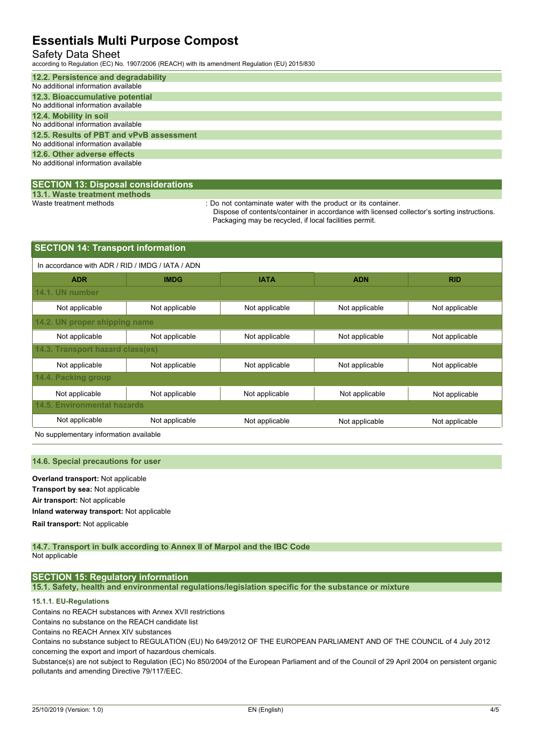### 12.2. Persistence and degradability

No additional information available

### 12.3. Bioaccumulative potential

No additional information available

### 12.4. Mobility in soil

No additional information available

### 12.5. Results of PBT and vPvB assessment

No additional information available

### 12.6. Other adverse effects

No additional information available

## SECTION 13: Disposal considerations

### 13.1. Waste treatment methods

Waste treatment methods : Do not contaminate water with the product or its container.
Dispose of contents/container in accordance with licensed collector's sorting instructions.
Packaging may be recycled, if local facilities permit.

## SECTION 14: Transport information

In accordance with ADR / RID / IMDG / IATA / ADN

| ADR | IMDG | IATA | ADN | RID |
|---|---|---|---|---|
| **14.1. UN number** | | | | |
| Not applicable | Not applicable | Not applicable | Not applicable | Not applicable |
| **14.2. UN proper shipping name** | | | | |
| Not applicable | Not applicable | Not applicable | Not applicable | Not applicable |
| **14.3. Transport hazard class(es)** | | | | |
| Not applicable | Not applicable | Not applicable | Not applicable | Not applicable |
| **14.4. Packing group** | | | | |
| Not applicable | Not applicable | Not applicable | Not applicable | Not applicable |
| **14.5. Environmental hazards** | | | | |
| Not applicable | Not applicable | Not applicable | Not applicable | Not applicable |

No supplementary information available

### 14.6. Special precautions for user

**Overland transport:** Not applicable

**Transport by sea:** Not applicable

**Air transport:** Not applicable

**Inland waterway transport:** Not applicable

**Rail transport:** Not applicable

### 14.7. Transport in bulk according to Annex II of Marpol and the IBC Code

Not applicable

## SECTION 15: Regulatory information

### 15.1. Safety, health and environmental regulations/legislation specific for the substance or mixture

#### 15.1.1. EU-Regulations

Contains no REACH substances with Annex XVII restrictions

Contains no substance on the REACH candidate list

Contains no REACH Annex XIV substances

Contains no substance subject to REGULATION (EU) No 649/2012 OF THE EUROPEAN PARLIAMENT AND OF THE COUNCIL of 4 July 2012 concerning the export and import of hazardous chemicals.

Substance(s) are not subject to Regulation (EC) No 850/2004 of the European Parliament and of the Council of 29 April 2004 on persistent organic pollutants and amending Directive 79/117/EEC.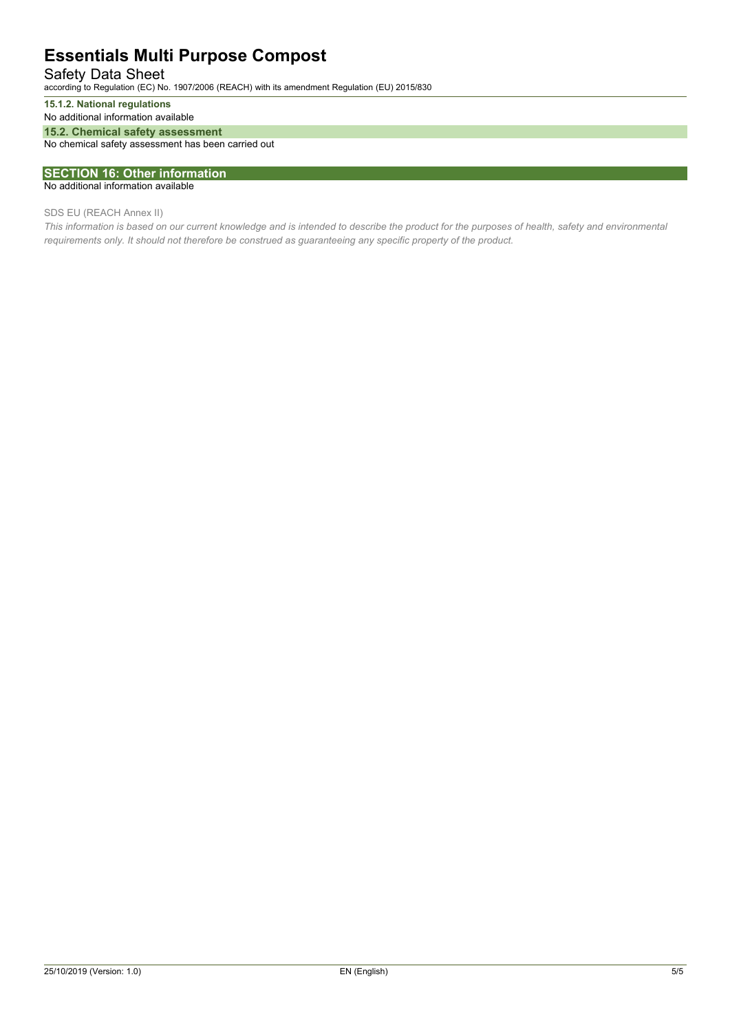#### 15.1.2. National regulations

No additional information available

### 15.2. Chemical safety assessment

No chemical safety assessment has been carried out

## SECTION 16: Other information

No additional information available

SDS EU (REACH Annex II)

*This information is based on our current knowledge and is intended to describe the product for the purposes of health, safety and environmental requirements only. It should not therefore be construed as guaranteeing any specific property of the product.*